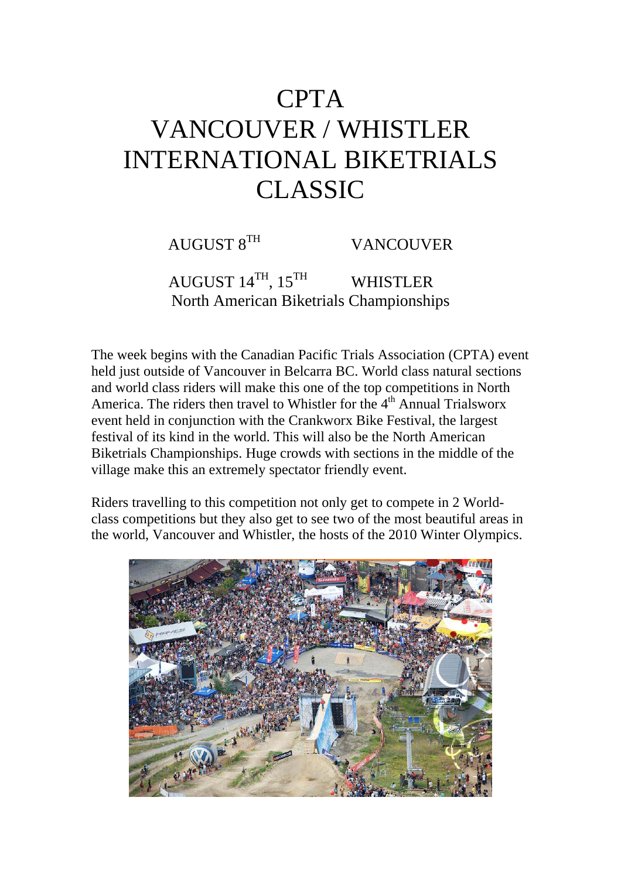# CPTA
# VANCOUVER / WHISTLER
# INTERNATIONAL BIKETRIALS
# CLASSIC

AUGUST 8TH VANCOUVER

AUGUST 14TH, 15TH WHISTLER
North American Biketrials Championships

The week begins with the Canadian Pacific Trials Association (CPTA) event held just outside of Vancouver in Belcarra BC. World class natural sections and world class riders will make this one of the top competitions in North America. The riders then travel to Whistler for the 4th Annual Trialsworx event held in conjunction with the Crankworx Bike Festival, the largest festival of its kind in the world. This will also be the North American Biketrials Championships. Huge crowds with sections in the middle of the village make this an extremely spectator friendly event.

Riders travelling to this competition not only get to compete in 2 World-class competitions but they also get to see two of the most beautiful areas in the world, Vancouver and Whistler, the hosts of the 2010 Winter Olympics.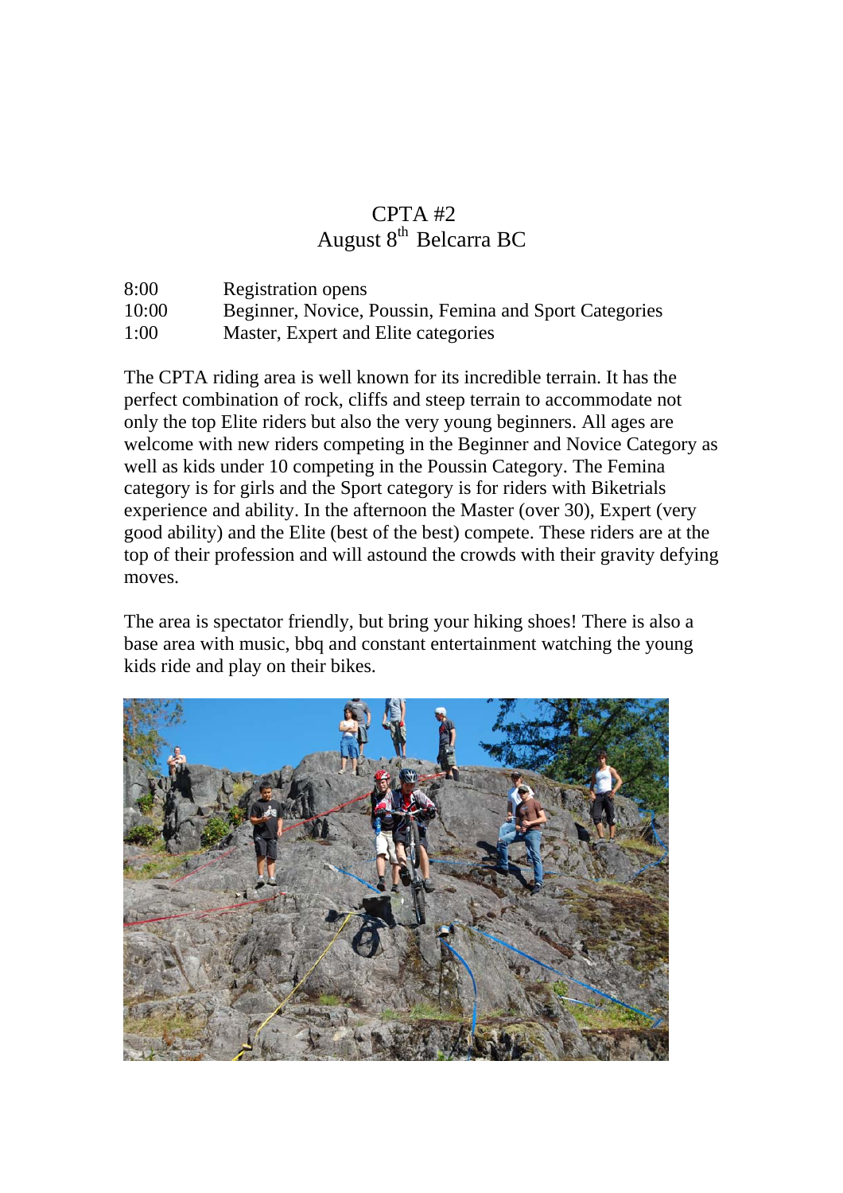# CPTA #2
## August 8th Belcarra BC

| | |
|---|---|
| 8:00 | Registration opens |
| 10:00 | Beginner, Novice, Poussin, Femina and Sport Categories |
| 1:00 | Master, Expert and Elite categories |

The CPTA riding area is well known for its incredible terrain. It has the perfect combination of rock, cliffs and steep terrain to accommodate not only the top Elite riders but also the very young beginners. All ages are welcome with new riders competing in the Beginner and Novice Category as well as kids under 10 competing in the Poussin Category. The Femina category is for girls and the Sport category is for riders with Biketrials experience and ability. In the afternoon the Master (over 30), Expert (very good ability) and the Elite (best of the best) compete. These riders are at the top of their profession and will astound the crowds with their gravity defying moves.

The area is spectator friendly, but bring your hiking shoes! There is also a base area with music, bbq and constant entertainment watching the young kids ride and play on their bikes.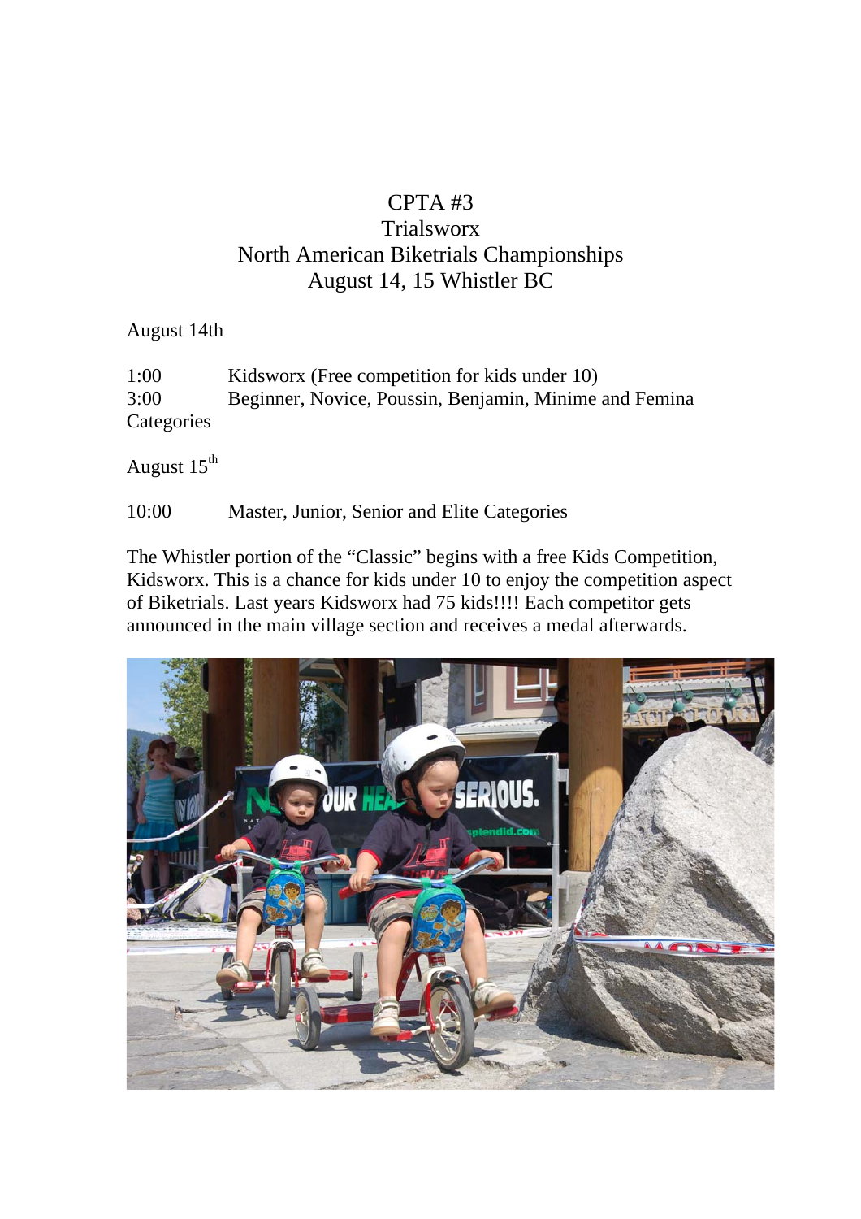# CPTA #3
# Trialsworx
# North American Biketrials Championships
# August 14, 15 Whistler BC

August 14th

1:00 Kidsworx (Free competition for kids under 10)
3:00 Beginner, Novice, Poussin, Benjamin, Minime and Femina Categories

August 15th

10:00 Master, Junior, Senior and Elite Categories

The Whistler portion of the "Classic" begins with a free Kids Competition, Kidsworx. This is a chance for kids under 10 to enjoy the competition aspect of Biketrials. Last years Kidsworx had 75 kids!!!! Each competitor gets announced in the main village section and receives a medal afterwards.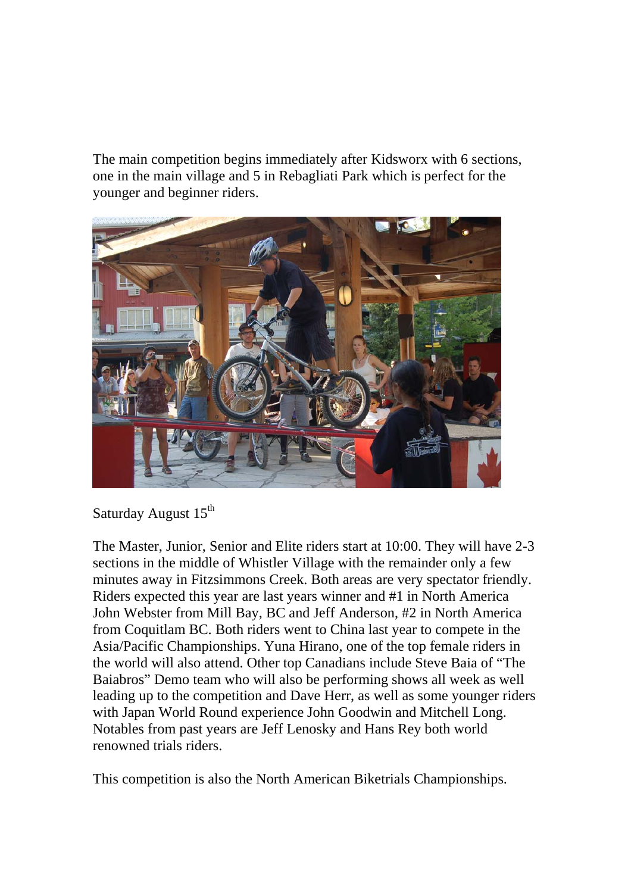The main competition begins immediately after Kidsworx with 6 sections, one in the main village and 5 in Rebagliati Park which is perfect for the younger and beginner riders.

Saturday August 15th

The Master, Junior, Senior and Elite riders start at 10:00. They will have 2-3 sections in the middle of Whistler Village with the remainder only a few minutes away in Fitzsimmons Creek. Both areas are very spectator friendly. Riders expected this year are last years winner and #1 in North America John Webster from Mill Bay, BC and Jeff Anderson, #2 in North America from Coquitlam BC. Both riders went to China last year to compete in the Asia/Pacific Championships. Yuna Hirano, one of the top female riders in the world will also attend. Other top Canadians include Steve Baia of "The Baiabros" Demo team who will also be performing shows all week as well leading up to the competition and Dave Herr, as well as some younger riders with Japan World Round experience John Goodwin and Mitchell Long. Notables from past years are Jeff Lenosky and Hans Rey both world renowned trials riders.

This competition is also the North American Biketrials Championships.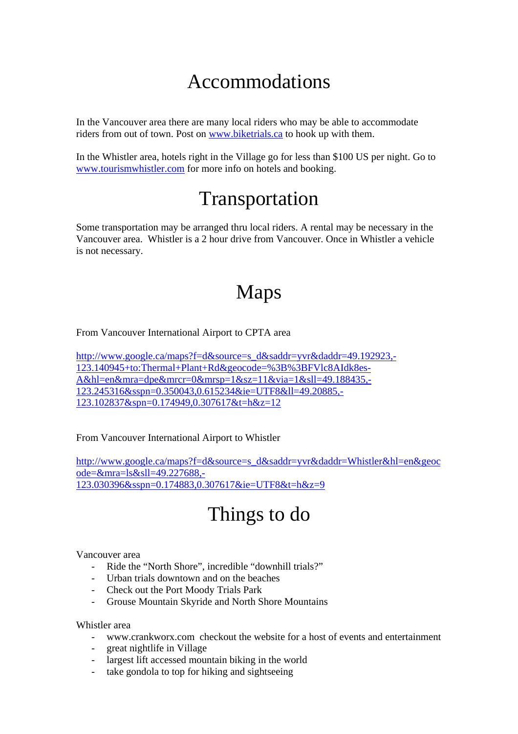# Accommodations

In the Vancouver area there are many local riders who may be able to accommodate riders from out of town. Post on www.biketrials.ca to hook up with them.

In the Whistler area, hotels right in the Village go for less than $100 US per night. Go to www.tourismwhistler.com for more info on hotels and booking.

# Transportation

Some transportation may be arranged thru local riders. A rental may be necessary in the Vancouver area. Whistler is a 2 hour drive from Vancouver. Once in Whistler a vehicle is not necessary.

# Maps

From Vancouver International Airport to CPTA area

http://www.google.ca/maps?f=d&source=s_d&saddr=yvr&daddr=49.192923,-123.140945+to:Thermal+Plant+Rd&geocode=%3B%3BFVlc8AIdk8es-A&hl=en&mra=dpe&mrcr=0&mrsp=1&sz=11&via=1&sll=49.188435,-123.245316&sspn=0.350043,0.615234&ie=UTF8&ll=49.20885,-123.102837&spn=0.174949,0.307617&t=h&z=12

From Vancouver International Airport to Whistler

http://www.google.ca/maps?f=d&source=s_d&saddr=yvr&daddr=Whistler&hl=en&geocode=&mra=ls&sll=49.227688,-123.030396&sspn=0.174883,0.307617&ie=UTF8&t=h&z=9

# Things to do

Vancouver area

- Ride the "North Shore", incredible "downhill trials?"
- Urban trials downtown and on the beaches
- Check out the Port Moody Trials Park
- Grouse Mountain Skyride and North Shore Mountains

Whistler area

- www.crankworx.com checkout the website for a host of events and entertainment
- great nightlife in Village
- largest lift accessed mountain biking in the world
- take gondola to top for hiking and sightseeing